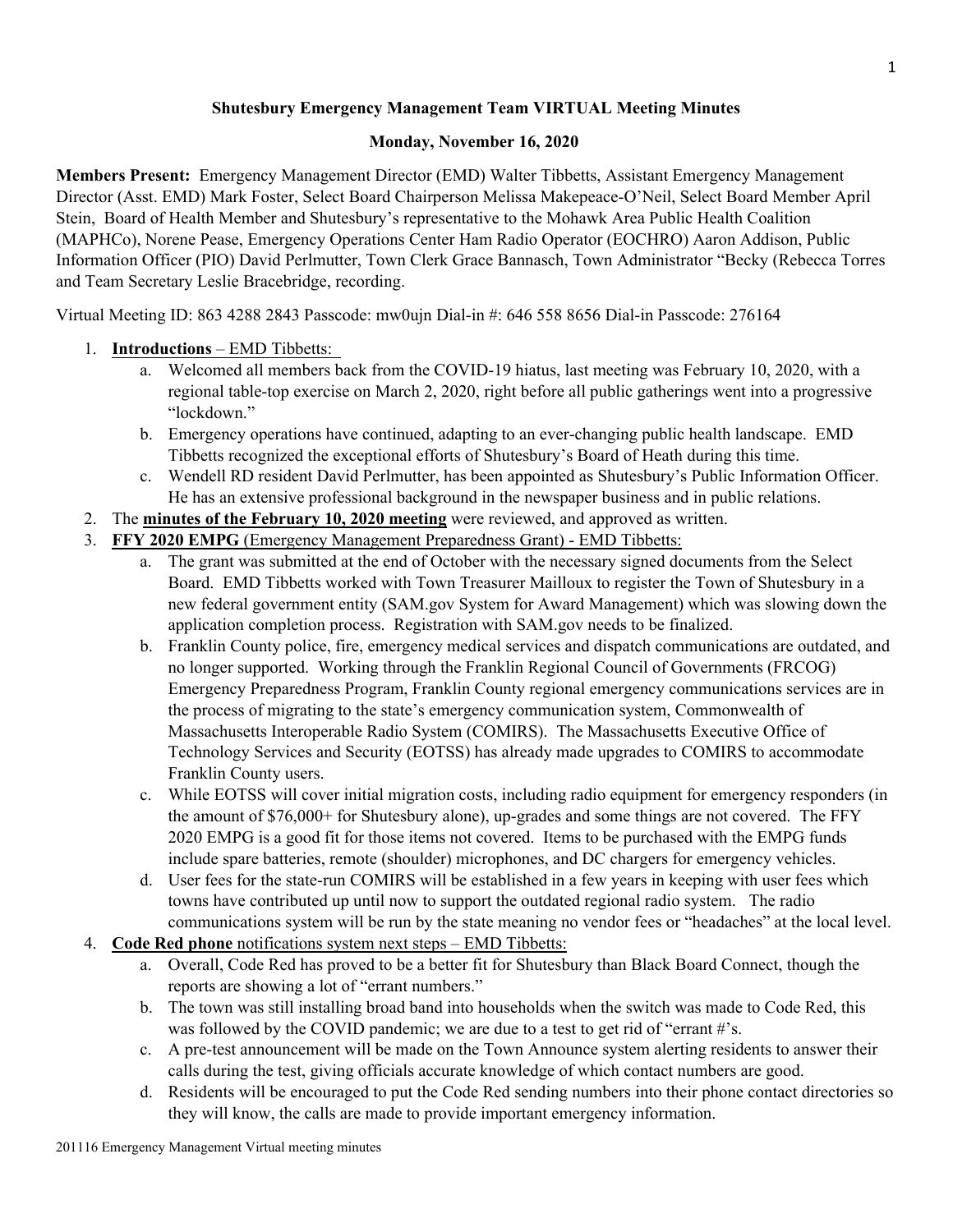**Shutesbury Emergency Management Team VIRTUAL Meeting Minutes**

**Monday, November 16, 2020**

**Members Present:** Emergency Management Director (EMD) Walter Tibbetts, Assistant Emergency Management Director (Asst. EMD) Mark Foster, Select Board Chairperson Melissa Makepeace-O'Neil, Select Board Member April Stein, Board of Health Member and Shutesbury's representative to the Mohawk Area Public Health Coalition (MAPHCo), Norene Pease, Emergency Operations Center Ham Radio Operator (EOCHRO) Aaron Addison, Public Information Officer (PIO) David Perlmutter, Town Clerk Grace Bannasch, Town Administrator "Becky (Rebecca Torres and Team Secretary Leslie Bracebridge, recording.

Virtual Meeting ID: 863 4288 2843 Passcode: mw0ujn Dial-in #: 646 558 8656 Dial-in Passcode: 276164

1. **Introductions** – EMD Tibbetts:
   a. Welcomed all members back from the COVID-19 hiatus, last meeting was February 10, 2020, with a regional table-top exercise on March 2, 2020, right before all public gatherings went into a progressive "lockdown."
   b. Emergency operations have continued, adapting to an ever-changing public health landscape. EMD Tibbetts recognized the exceptional efforts of Shutesbury's Board of Heath during this time.
   c. Wendell RD resident David Perlmutter, has been appointed as Shutesbury's Public Information Officer. He has an extensive professional background in the newspaper business and in public relations.
2. The **minutes of the February 10, 2020 meeting** were reviewed, and approved as written.
3. **FFY 2020 EMPG** (Emergency Management Preparedness Grant) - EMD Tibbetts:
   a. The grant was submitted at the end of October with the necessary signed documents from the Select Board. EMD Tibbetts worked with Town Treasurer Mailloux to register the Town of Shutesbury in a new federal government entity (SAM.gov System for Award Management) which was slowing down the application completion process. Registration with SAM.gov needs to be finalized.
   b. Franklin County police, fire, emergency medical services and dispatch communications are outdated, and no longer supported. Working through the Franklin Regional Council of Governments (FRCOG) Emergency Preparedness Program, Franklin County regional emergency communications services are in the process of migrating to the state's emergency communication system, Commonwealth of Massachusetts Interoperable Radio System (COMIRS). The Massachusetts Executive Office of Technology Services and Security (EOTSS) has already made upgrades to COMIRS to accommodate Franklin County users.
   c. While EOTSS will cover initial migration costs, including radio equipment for emergency responders (in the amount of $76,000+ for Shutesbury alone), up-grades and some things are not covered. The FFY 2020 EMPG is a good fit for those items not covered. Items to be purchased with the EMPG funds include spare batteries, remote (shoulder) microphones, and DC chargers for emergency vehicles.
   d. User fees for the state-run COMIRS will be established in a few years in keeping with user fees which towns have contributed up until now to support the outdated regional radio system. The radio communications system will be run by the state meaning no vendor fees or "headaches" at the local level.
4. **Code Red phone** notifications system next steps – EMD Tibbetts:
   a. Overall, Code Red has proved to be a better fit for Shutesbury than Black Board Connect, though the reports are showing a lot of "errant numbers."
   b. The town was still installing broad band into households when the switch was made to Code Red, this was followed by the COVID pandemic; we are due to a test to get rid of "errant #'s.
   c. A pre-test announcement will be made on the Town Announce system alerting residents to answer their calls during the test, giving officials accurate knowledge of which contact numbers are good.
   d. Residents will be encouraged to put the Code Red sending numbers into their phone contact directories so they will know, the calls are made to provide important emergency information.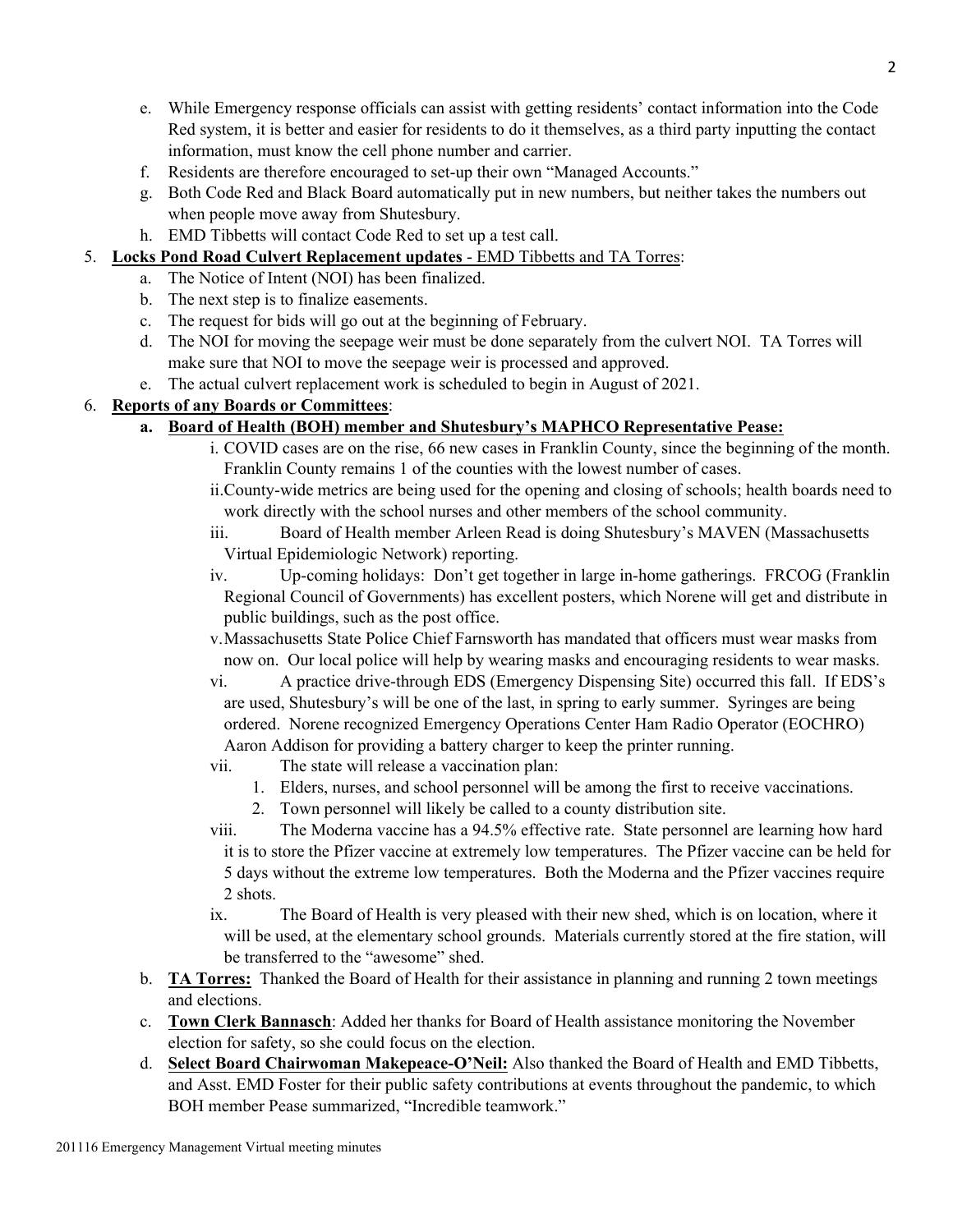e. While Emergency response officials can assist with getting residents' contact information into the Code Red system, it is better and easier for residents to do it themselves, as a third party inputting the contact information, must know the cell phone number and carrier.
   f. Residents are therefore encouraged to set-up their own "Managed Accounts."
   g. Both Code Red and Black Board automatically put in new numbers, but neither takes the numbers out when people move away from Shutesbury.
   h. EMD Tibbetts will contact Code Red to set up a test call.

5. **<u>Locks Pond Road Culvert Replacement updates</u>** - <u>EMD Tibbetts and TA Torres</u>:
   a. The Notice of Intent (NOI) has been finalized.
   b. The next step is to finalize easements.
   c. The request for bids will go out at the beginning of February.
   d. The NOI for moving the seepage weir must be done separately from the culvert NOI. TA Torres will make sure that NOI to move the seepage weir is processed and approved.
   e. The actual culvert replacement work is scheduled to begin in August of 2021.

6. **<u>Reports of any Boards or Committees</u>**:
   a. **<u>Board of Health (BOH) member and Shutesbury's MAPHCO Representative Pease:</u>**
      i. COVID cases are on the rise, 66 new cases in Franklin County, since the beginning of the month. Franklin County remains 1 of the counties with the lowest number of cases.
      ii. County-wide metrics are being used for the opening and closing of schools; health boards need to work directly with the school nurses and other members of the school community.
      iii. Board of Health member Arleen Read is doing Shutesbury's MAVEN (Massachusetts Virtual Epidemiologic Network) reporting.
      iv. Up-coming holidays: Don't get together in large in-home gatherings. FRCOG (Franklin Regional Council of Governments) has excellent posters, which Norene will get and distribute in public buildings, such as the post office.
      v. Massachusetts State Police Chief Farnsworth has mandated that officers must wear masks from now on. Our local police will help by wearing masks and encouraging residents to wear masks.
      vi. A practice drive-through EDS (Emergency Dispensing Site) occurred this fall. If EDS's are used, Shutesbury's will be one of the last, in spring to early summer. Syringes are being ordered. Norene recognized Emergency Operations Center Ham Radio Operator (EOCHRO) Aaron Addison for providing a battery charger to keep the printer running.
      vii. The state will release a vaccination plan:
         1. Elders, nurses, and school personnel will be among the first to receive vaccinations.
         2. Town personnel will likely be called to a county distribution site.
      viii. The Moderna vaccine has a 94.5% effective rate. State personnel are learning how hard it is to store the Pfizer vaccine at extremely low temperatures. The Pfizer vaccine can be held for 5 days without the extreme low temperatures. Both the Moderna and the Pfizer vaccines require 2 shots.
      ix. The Board of Health is very pleased with their new shed, which is on location, where it will be used, at the elementary school grounds. Materials currently stored at the fire station, will be transferred to the "awesome" shed.
   b. **<u>TA Torres:</u>** Thanked the Board of Health for their assistance in planning and running 2 town meetings and elections.
   c. **<u>Town Clerk Bannasch</u>**: Added her thanks for Board of Health assistance monitoring the November election for safety, so she could focus on the election.
   d. **<u>Select Board Chairwoman Makepeace-O'Neil:</u>** Also thanked the Board of Health and EMD Tibbetts, and Asst. EMD Foster for their public safety contributions at events throughout the pandemic, to which BOH member Pease summarized, "Incredible teamwork."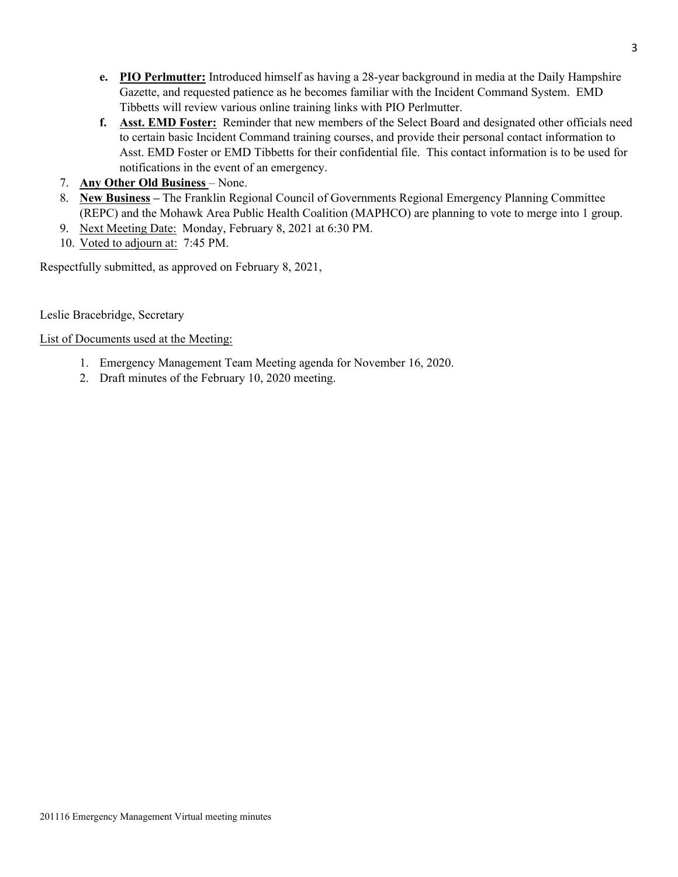- e. **PIO Perlmutter:** Introduced himself as having a 28-year background in media at the Daily Hampshire Gazette, and requested patience as he becomes familiar with the Incident Command System. EMD Tibbetts will review various online training links with PIO Perlmutter.
- f. **Asst. EMD Foster:** Reminder that new members of the Select Board and designated other officials need to certain basic Incident Command training courses, and provide their personal contact information to Asst. EMD Foster or EMD Tibbetts for their confidential file. This contact information is to be used for notifications in the event of an emergency.

7. **Any Other Old Business** – None.
8. **New Business –** The Franklin Regional Council of Governments Regional Emergency Planning Committee (REPC) and the Mohawk Area Public Health Coalition (MAPHCO) are planning to vote to merge into 1 group.
9. Next Meeting Date: Monday, February 8, 2021 at 6:30 PM.
10. Voted to adjourn at: 7:45 PM.

Respectfully submitted, as approved on February 8, 2021,

Leslie Bracebridge, Secretary

List of Documents used at the Meeting:

1. Emergency Management Team Meeting agenda for November 16, 2020.
2. Draft minutes of the February 10, 2020 meeting.